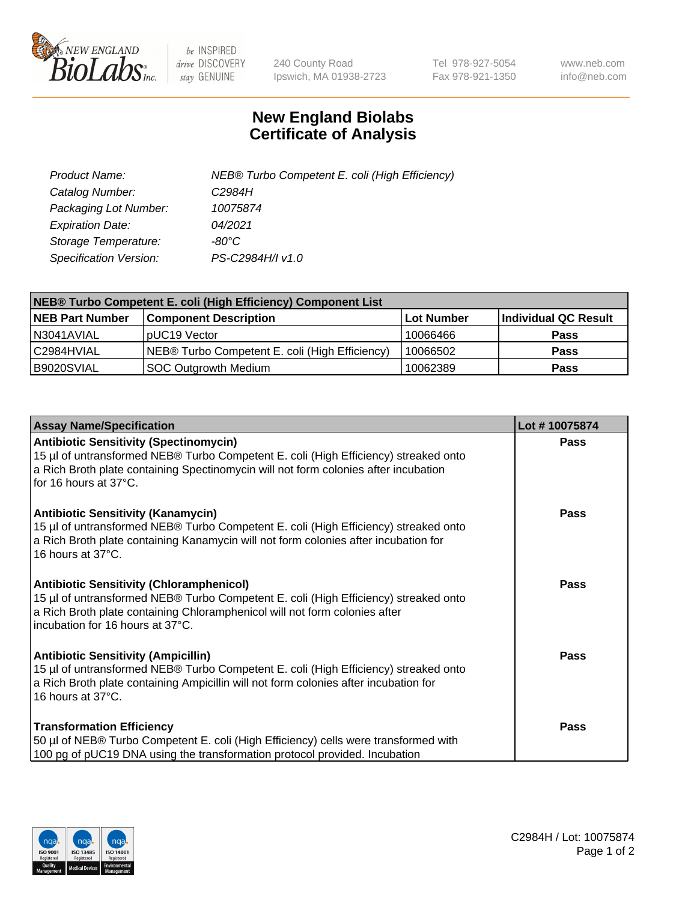NEW ENGLAND BioLabs Inc. — be INSPIRED drive DISCOVERY stay GENUINE

240 County Road
Ipswich, MA 01938-2723

Tel 978-927-5054
Fax 978-921-1350

www.neb.com
info@neb.com

# New England Biolabs
# Certificate of Analysis

| | |
|---|---|
| *Product Name:* | *NEB® Turbo Competent E. coli (High Efficiency)* |
| *Catalog Number:* | *C2984H* |
| *Packaging Lot Number:* | *10075874* |
| *Expiration Date:* | *04/2021* |
| *Storage Temperature:* | *-80°C* |
| *Specification Version:* | *PS-C2984H/I v1.0* |

| NEB® Turbo Competent E. coli (High Efficiency) Component List | | | |
|---|---|---|---|
| **NEB Part Number** | **Component Description** | **Lot Number** | **Individual QC Result** |
| N3041AVIAL | pUC19 Vector | 10066466 | **Pass** |
| C2984HVIAL | NEB® Turbo Competent E. coli (High Efficiency) | 10066502 | **Pass** |
| B9020SVIAL | SOC Outgrowth Medium | 10062389 | **Pass** |

| Assay Name/Specification | Lot # 10075874 |
|---|---|
| **Antibiotic Sensitivity (Spectinomycin)**<br>15 µl of untransformed NEB® Turbo Competent E. coli (High Efficiency) streaked onto a Rich Broth plate containing Spectinomycin will not form colonies after incubation for 16 hours at 37°C. | **Pass** |
| **Antibiotic Sensitivity (Kanamycin)**<br>15 µl of untransformed NEB® Turbo Competent E. coli (High Efficiency) streaked onto a Rich Broth plate containing Kanamycin will not form colonies after incubation for 16 hours at 37°C. | **Pass** |
| **Antibiotic Sensitivity (Chloramphenicol)**<br>15 µl of untransformed NEB® Turbo Competent E. coli (High Efficiency) streaked onto a Rich Broth plate containing Chloramphenicol will not form colonies after incubation for 16 hours at 37°C. | **Pass** |
| **Antibiotic Sensitivity (Ampicillin)**<br>15 µl of untransformed NEB® Turbo Competent E. coli (High Efficiency) streaked onto a Rich Broth plate containing Ampicillin will not form colonies after incubation for 16 hours at 37°C. | **Pass** |
| **Transformation Efficiency**<br>50 µl of NEB® Turbo Competent E. coli (High Efficiency) cells were transformed with 100 pg of pUC19 DNA using the transformation protocol provided. Incubation | **Pass** |

C2984H / Lot: 10075874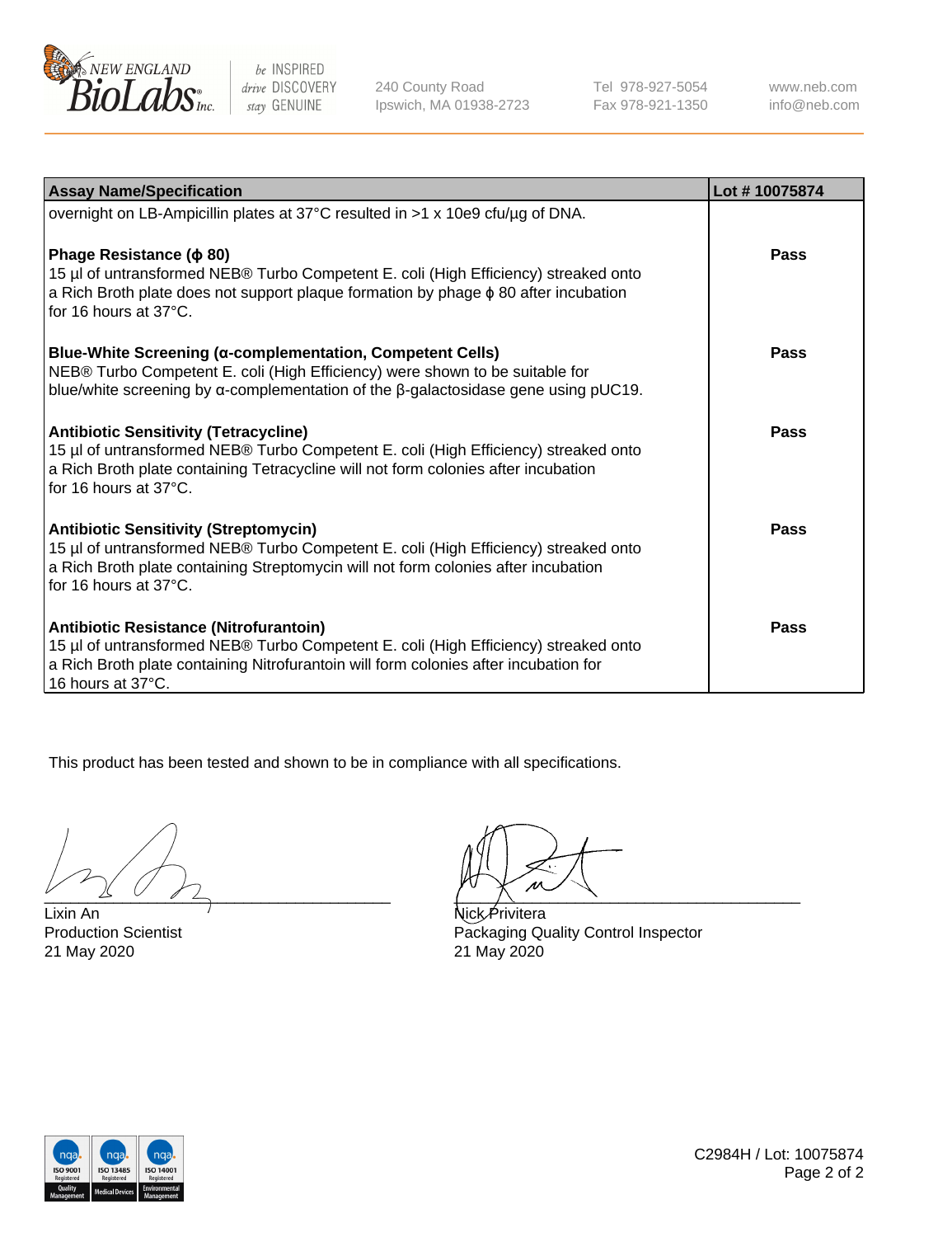| Assay Name/Specification | Lot # 10075874 |
|---|---|
| overnight on LB-Ampicillin plates at 37°C resulted in >1 x 10e9 cfu/µg of DNA. | |
| **Phage Resistance (ϕ 80)**<br>15 µl of untransformed NEB® Turbo Competent E. coli (High Efficiency) streaked onto a Rich Broth plate does not support plaque formation by phage ϕ 80 after incubation for 16 hours at 37°C. | **Pass** |
| **Blue-White Screening (α-complementation, Competent Cells)**<br>NEB® Turbo Competent E. coli (High Efficiency) were shown to be suitable for blue/white screening by α-complementation of the β-galactosidase gene using pUC19. | **Pass** |
| **Antibiotic Sensitivity (Tetracycline)**<br>15 µl of untransformed NEB® Turbo Competent E. coli (High Efficiency) streaked onto a Rich Broth plate containing Tetracycline will not form colonies after incubation for 16 hours at 37°C. | **Pass** |
| **Antibiotic Sensitivity (Streptomycin)**<br>15 µl of untransformed NEB® Turbo Competent E. coli (High Efficiency) streaked onto a Rich Broth plate containing Streptomycin will not form colonies after incubation for 16 hours at 37°C. | **Pass** |
| **Antibiotic Resistance (Nitrofurantoin)**<br>15 µl of untransformed NEB® Turbo Competent E. coli (High Efficiency) streaked onto a Rich Broth plate containing Nitrofurantoin will form colonies after incubation for 16 hours at 37°C. | **Pass** |

This product has been tested and shown to be in compliance with all specifications.

Lixin An
Production Scientist
21 May 2020

Nick Privitera
Packaging Quality Control Inspector
21 May 2020

C2984H / Lot: 10075874